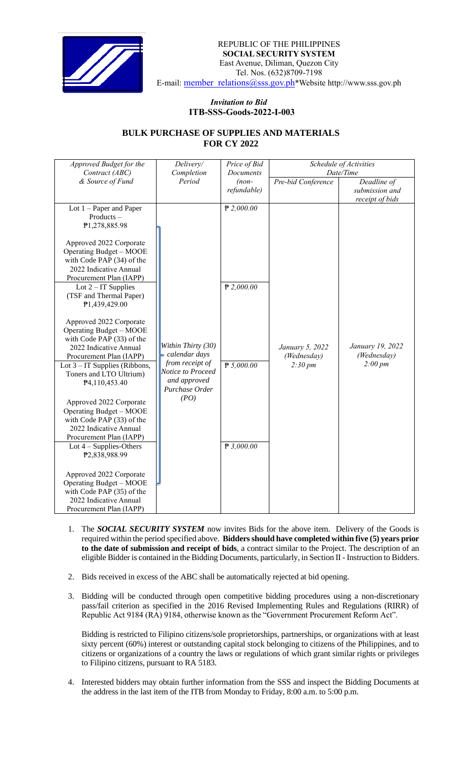REPUBLIC OF THE PHILIPPINES
**SOCIAL SECURITY SYSTEM**
East Avenue, Diliman, Quezon City
Tel. Nos. (632)8709-7198
E-mail: member_relations@sss.gov.ph*Website http://www.sss.gov.ph

*Invitation to Bid*
**ITB-SSS-Goods-2022-I-003**

## BULK PURCHASE OF SUPPLIES AND MATERIALS FOR CY 2022

| *Approved Budget for the Contract (ABC) & Source of Fund* | *Delivery/ Completion Period* | *Price of Bid Documents (non-refundable)* | *Schedule of Activities Date/Time* | |
|---|---|---|---|---|
| | | | *Pre-bid Conference* | *Deadline of submission and receipt of bids* |
| Lot 1 – Paper and Paper Products – ₱1,278,885.98<br><br>Approved 2022 Corporate Operating Budget – MOOE with Code PAP (34) of the 2022 Indicative Annual Procurement Plan (IAPP) | *Within Thirty (30) calendar days from receipt of Notice to Proceed and approved Purchase Order (PO)* | *₱ 2,000.00* | *January 5, 2022 (Wednesday) 2:30 pm* | *January 19, 2022 (Wednesday) 2:00 pm* |
| Lot 2 – IT Supplies (TSF and Thermal Paper) ₱1,439,429.00<br><br>Approved 2022 Corporate Operating Budget – MOOE with Code PAP (33) of the 2022 Indicative Annual Procurement Plan (IAPP) | | *₱ 2,000.00* | | |
| Lot 3 – IT Supplies (Ribbons, Toners and LTO Ultrium) ₱4,110,453.40<br><br>Approved 2022 Corporate Operating Budget – MOOE with Code PAP (33) of the 2022 Indicative Annual Procurement Plan (IAPP) | | *₱ 5,000.00* | | |
| Lot 4 – Supplies-Others ₱2,838,988.99<br><br>Approved 2022 Corporate Operating Budget – MOOE with Code PAP (35) of the 2022 Indicative Annual Procurement Plan (IAPP) | | *₱ 3,000.00* | | |

1. The ***SOCIAL SECURITY SYSTEM*** now invites Bids for the above item. Delivery of the Goods is required within the period specified above. **Bidders should have completed within five (5) years prior to the date of submission and receipt of bids**, a contract similar to the Project. The description of an eligible Bidder is contained in the Bidding Documents, particularly, in Section II - Instruction to Bidders.

2. Bids received in excess of the ABC shall be automatically rejected at bid opening.

3. Bidding will be conducted through open competitive bidding procedures using a non-discretionary pass/fail criterion as specified in the 2016 Revised Implementing Rules and Regulations (RIRR) of Republic Act 9184 (RA) 9184, otherwise known as the "Government Procurement Reform Act".

   Bidding is restricted to Filipino citizens/sole proprietorships, partnerships, or organizations with at least sixty percent (60%) interest or outstanding capital stock belonging to citizens of the Philippines, and to citizens or organizations of a country the laws or regulations of which grant similar rights or privileges to Filipino citizens, pursuant to RA 5183.

4. Interested bidders may obtain further information from the SSS and inspect the Bidding Documents at the address in the last item of the ITB from Monday to Friday, 8:00 a.m. to 5:00 p.m.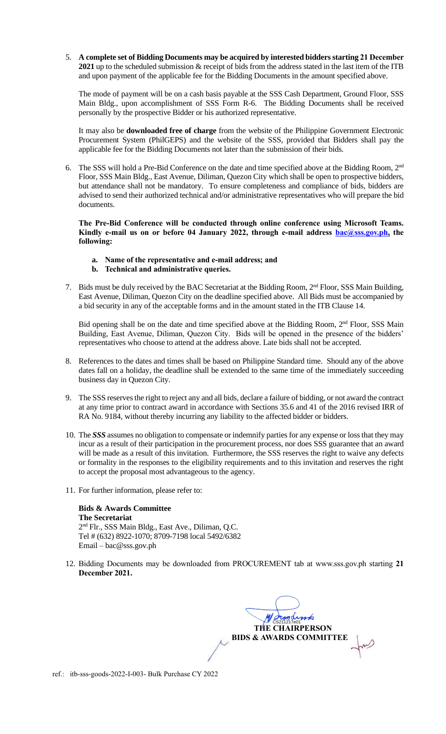5. **A complete set of Bidding Documents may be acquired by interested bidders starting 21 December 2021** up to the scheduled submission & receipt of bids from the address stated in the last item of the ITB and upon payment of the applicable fee for the Bidding Documents in the amount specified above.

   The mode of payment will be on a cash basis payable at the SSS Cash Department, Ground Floor, SSS Main Bldg., upon accomplishment of SSS Form R-6. The Bidding Documents shall be received personally by the prospective Bidder or his authorized representative.

   It may also be **downloaded free of charge** from the website of the Philippine Government Electronic Procurement System (PhilGEPS) and the website of the SSS, provided that Bidders shall pay the applicable fee for the Bidding Documents not later than the submission of their bids.

6. The SSS will hold a Pre-Bid Conference on the date and time specified above at the Bidding Room, 2nd Floor, SSS Main Bldg., East Avenue, Diliman, Quezon City which shall be open to prospective bidders, but attendance shall not be mandatory. To ensure completeness and compliance of bids, bidders are advised to send their authorized technical and/or administrative representatives who will prepare the bid documents.

   **The Pre-Bid Conference will be conducted through online conference using Microsoft Teams. Kindly e-mail us on or before 04 January 2022, through e-mail address bac@sss.gov.ph, the following:**

   a. **Name of the representative and e-mail address; and**
   b. **Technical and administrative queries.**

7. Bids must be duly received by the BAC Secretariat at the Bidding Room, 2nd Floor, SSS Main Building, East Avenue, Diliman, Quezon City on the deadline specified above. All Bids must be accompanied by a bid security in any of the acceptable forms and in the amount stated in the ITB Clause 14.

   Bid opening shall be on the date and time specified above at the Bidding Room, 2nd Floor, SSS Main Building, East Avenue, Diliman, Quezon City. Bids will be opened in the presence of the bidders' representatives who choose to attend at the address above. Late bids shall not be accepted.

8. References to the dates and times shall be based on Philippine Standard time. Should any of the above dates fall on a holiday, the deadline shall be extended to the same time of the immediately succeeding business day in Quezon City.

9. The SSS reserves the right to reject any and all bids, declare a failure of bidding, or not award the contract at any time prior to contract award in accordance with Sections 35.6 and 41 of the 2016 revised IRR of RA No. 9184, without thereby incurring any liability to the affected bidder or bidders.

10. The ***SSS*** assumes no obligation to compensate or indemnify parties for any expense or loss that they may incur as a result of their participation in the procurement process, nor does SSS guarantee that an award will be made as a result of this invitation. Furthermore, the SSS reserves the right to waive any defects or formality in the responses to the eligibility requirements and to this invitation and reserves the right to accept the proposal most advantageous to the agency.

11. For further information, please refer to:

    **Bids & Awards Committee**
    **The Secretariat**
    2nd Flr., SSS Main Bldg., East Ave., Diliman, Q.C.
    Tel # (632) 8922-1070; 8709-7198 local 5492/6382
    Email – bac@sss.gov.ph

12. Bidding Documents may be downloaded from PROCUREMENT tab at www.sss.gov.ph starting **21 December 2021.**

CS211217e01

**THE CHAIRPERSON**
**BIDS & AWARDS COMMITTEE**

ref.: itb-sss-goods-2022-I-003- Bulk Purchase CY 2022